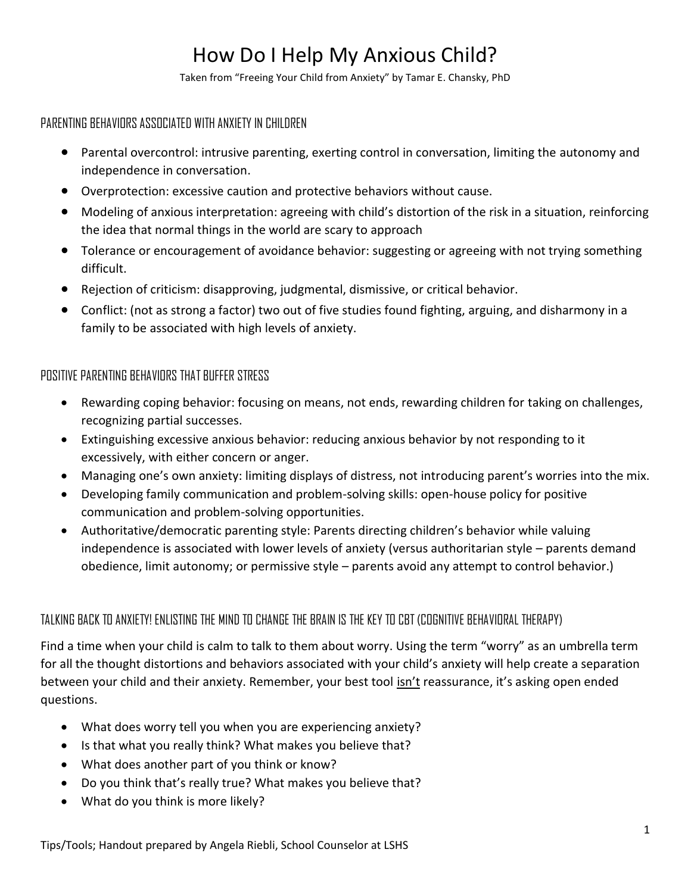# How Do I Help My Anxious Child?

Taken from "Freeing Your Child from Anxiety" by Tamar E. Chansky, PhD

## PARENTING BEHAVIORS ASSOCIATED WITH ANXIETY IN CHILDREN

- Parental overcontrol: intrusive parenting, exerting control in conversation, limiting the autonomy and independence in conversation.
- Overprotection: excessive caution and protective behaviors without cause.
- Modeling of anxious interpretation: agreeing with child's distortion of the risk in a situation, reinforcing the idea that normal things in the world are scary to approach
- Tolerance or encouragement of avoidance behavior: suggesting or agreeing with not trying something difficult.
- Rejection of criticism: disapproving, judgmental, dismissive, or critical behavior.
- Conflict: (not as strong a factor) two out of five studies found fighting, arguing, and disharmony in a family to be associated with high levels of anxiety.

## POSITIVE PARENTING BEHAVIORS THAT BUFFER STRESS

- Rewarding coping behavior: focusing on means, not ends, rewarding children for taking on challenges, recognizing partial successes.
- Extinguishing excessive anxious behavior: reducing anxious behavior by not responding to it excessively, with either concern or anger.
- Managing one's own anxiety: limiting displays of distress, not introducing parent's worries into the mix.
- Developing family communication and problem-solving skills: open-house policy for positive communication and problem-solving opportunities.
- Authoritative/democratic parenting style: Parents directing children's behavior while valuing independence is associated with lower levels of anxiety (versus authoritarian style – parents demand obedience, limit autonomy; or permissive style – parents avoid any attempt to control behavior.)

## TALKING BACK TO ANXIETY! ENLISTING THE MIND TO CHANGE THE BRAIN IS THE KEY TO CBT (COGNITIVE BEHAVIORAL THERAPY)

Find a time when your child is calm to talk to them about worry. Using the term "worry" as an umbrella term for all the thought distortions and behaviors associated with your child's anxiety will help create a separation between your child and their anxiety. Remember, your best tool <u>isn't</u> reassurance, it's asking open ended questions.

- What does worry tell you when you are experiencing anxiety?
- Is that what you really think? What makes you believe that?
- What does another part of you think or know?
- Do you think that's really true? What makes you believe that?
- What do you think is more likely?

Tips/Tools; Handout prepared by Angela Riebli, School Counselor at LSHS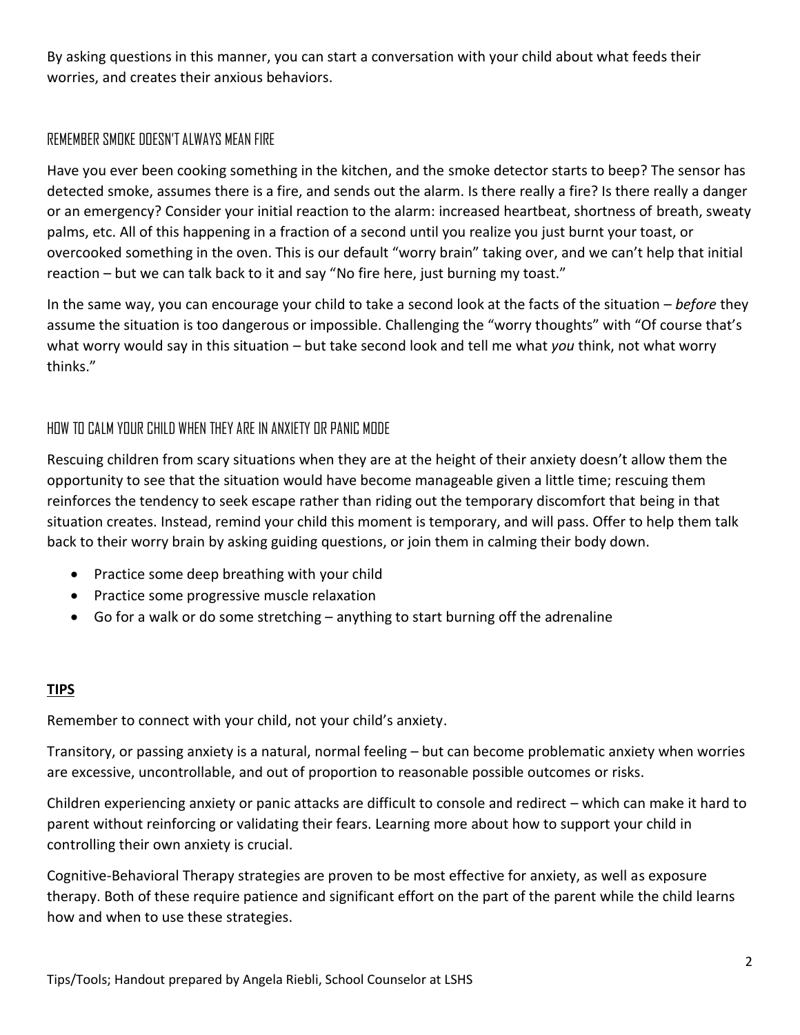By asking questions in this manner, you can start a conversation with your child about what feeds their worries, and creates their anxious behaviors.

### REMEMBER SMOKE DOESN'T ALWAYS MEAN FIRE

Have you ever been cooking something in the kitchen, and the smoke detector starts to beep? The sensor has detected smoke, assumes there is a fire, and sends out the alarm. Is there really a fire? Is there really a danger or an emergency? Consider your initial reaction to the alarm: increased heartbeat, shortness of breath, sweaty palms, etc. All of this happening in a fraction of a second until you realize you just burnt your toast, or overcooked something in the oven. This is our default "worry brain" taking over, and we can't help that initial reaction – but we can talk back to it and say "No fire here, just burning my toast."

In the same way, you can encourage your child to take a second look at the facts of the situation – *before* they assume the situation is too dangerous or impossible. Challenging the "worry thoughts" with "Of course that's what worry would say in this situation – but take second look and tell me what *you* think, not what worry thinks."

### HOW TO CALM YOUR CHILD WHEN THEY ARE IN ANXIETY OR PANIC MODE

Rescuing children from scary situations when they are at the height of their anxiety doesn't allow them the opportunity to see that the situation would have become manageable given a little time; rescuing them reinforces the tendency to seek escape rather than riding out the temporary discomfort that being in that situation creates. Instead, remind your child this moment is temporary, and will pass. Offer to help them talk back to their worry brain by asking guiding questions, or join them in calming their body down.

- Practice some deep breathing with your child
- Practice some progressive muscle relaxation
- Go for a walk or do some stretching – anything to start burning off the adrenaline

## **TIPS**

Remember to connect with your child, not your child's anxiety.

Transitory, or passing anxiety is a natural, normal feeling – but can become problematic anxiety when worries are excessive, uncontrollable, and out of proportion to reasonable possible outcomes or risks.

Children experiencing anxiety or panic attacks are difficult to console and redirect – which can make it hard to parent without reinforcing or validating their fears. Learning more about how to support your child in controlling their own anxiety is crucial.

Cognitive-Behavioral Therapy strategies are proven to be most effective for anxiety, as well as exposure therapy. Both of these require patience and significant effort on the part of the parent while the child learns how and when to use these strategies.

Tips/Tools; Handout prepared by Angela Riebli, School Counselor at LSHS